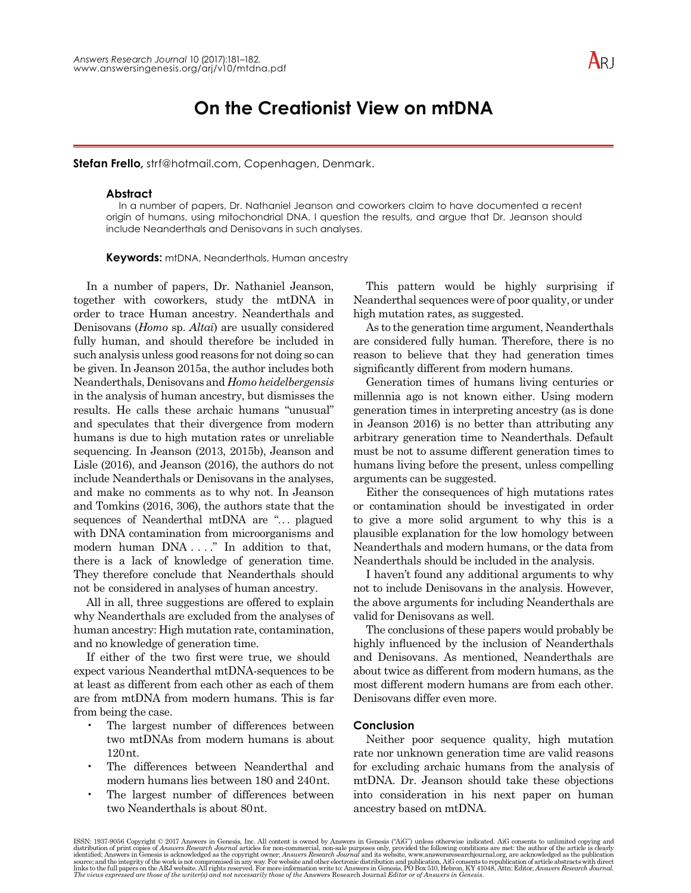# On the Creationist View on mtDNA

**Stefan Frello,** strf@hotmail.com, Copenhagen, Denmark.

## Abstract

In a number of papers, Dr. Nathaniel Jeanson and coworkers claim to have documented a recent origin of humans, using mitochondrial DNA. I question the results, and argue that Dr. Jeanson should include Neanderthals and Denisovans in such analyses.

**Keywords:** mtDNA, Neanderthals, Human ancestry

In a number of papers, Dr. Nathaniel Jeanson, together with coworkers, study the mtDNA in order to trace Human ancestry. Neanderthals and Denisovans (*Homo* sp. *Altai*) are usually considered fully human, and should therefore be included in such analysis unless good reasons for not doing so can be given. In Jeanson 2015a, the author includes both Neanderthals, Denisovans and *Homo heidelbergensis* in the analysis of human ancestry, but dismisses the results. He calls these archaic humans "unusual" and speculates that their divergence from modern humans is due to high mutation rates or unreliable sequencing. In Jeanson (2013, 2015b), Jeanson and Lisle (2016), and Jeanson (2016), the authors do not include Neanderthals or Denisovans in the analyses, and make no comments as to why not. In Jeanson and Tomkins (2016, 306), the authors state that the sequences of Neanderthal mtDNA are "... plagued with DNA contamination from microorganisms and modern human DNA . . . ." In addition to that, there is a lack of knowledge of generation time. They therefore conclude that Neanderthals should not be considered in analyses of human ancestry.

All in all, three suggestions are offered to explain why Neanderthals are excluded from the analyses of human ancestry: High mutation rate, contamination, and no knowledge of generation time.

If either of the two first were true, we should expect various Neanderthal mtDNA-sequences to be at least as different from each other as each of them are from mtDNA from modern humans. This is far from being the case.

- The largest number of differences between two mtDNAs from modern humans is about 120 nt.
- The differences between Neanderthal and modern humans lies between 180 and 240 nt.
- The largest number of differences between two Neanderthals is about 80 nt.

This pattern would be highly surprising if Neanderthal sequences were of poor quality, or under high mutation rates, as suggested.

As to the generation time argument, Neanderthals are considered fully human. Therefore, there is no reason to believe that they had generation times significantly different from modern humans.

Generation times of humans living centuries or millennia ago is not known either. Using modern generation times in interpreting ancestry (as is done in Jeanson 2016) is no better than attributing any arbitrary generation time to Neanderthals. Default must be not to assume different generation times to humans living before the present, unless compelling arguments can be suggested.

Either the consequences of high mutations rates or contamination should be investigated in order to give a more solid argument to why this is a plausible explanation for the low homology between Neanderthals and modern humans, or the data from Neanderthals should be included in the analysis.

I haven't found any additional arguments to why not to include Denisovans in the analysis. However, the above arguments for including Neanderthals are valid for Denisovans as well.

The conclusions of these papers would probably be highly influenced by the inclusion of Neanderthals and Denisovans. As mentioned, Neanderthals are about twice as different from modern humans, as the most different modern humans are from each other. Denisovans differ even more.

## Conclusion

Neither poor sequence quality, high mutation rate nor unknown generation time are valid reasons for excluding archaic humans from the analysis of mtDNA. Dr. Jeanson should take these objections into consideration in his next paper on human ancestry based on mtDNA.

ISSN: 1937-9056 Copyright © 2017 Answers in Genesis, Inc. All content is owned by Answers in Genesis ("AiG") unless otherwise indicated. AiG consents to unlimited copying and distribution of print copies of *Answers Research Journal* articles for non-commercial, non-sale purposes only, provided the following conditions are met: the author of the article is clearly identified; Answers in Genesis is acknowledged as the copyright owner; *Answers Research Journal* and its website, www.answersresearchjournal.org, are acknowledged as the publication source; and the integrity of the work is not compromised in any way. For website and other electronic distribution and publication, AiG consents to republication of article abstracts with direct links to the full papers on the ARJ website. All rights reserved. For more information write to: Answers in Genesis, PO Box 510, Hebron, KY 41048, Attn: Editor, *Answers Research Journal*.
*The views expressed are those of the writer(s) and not necessarily those of the* Answers Research Journal *Editor or of Answers in Genesis.*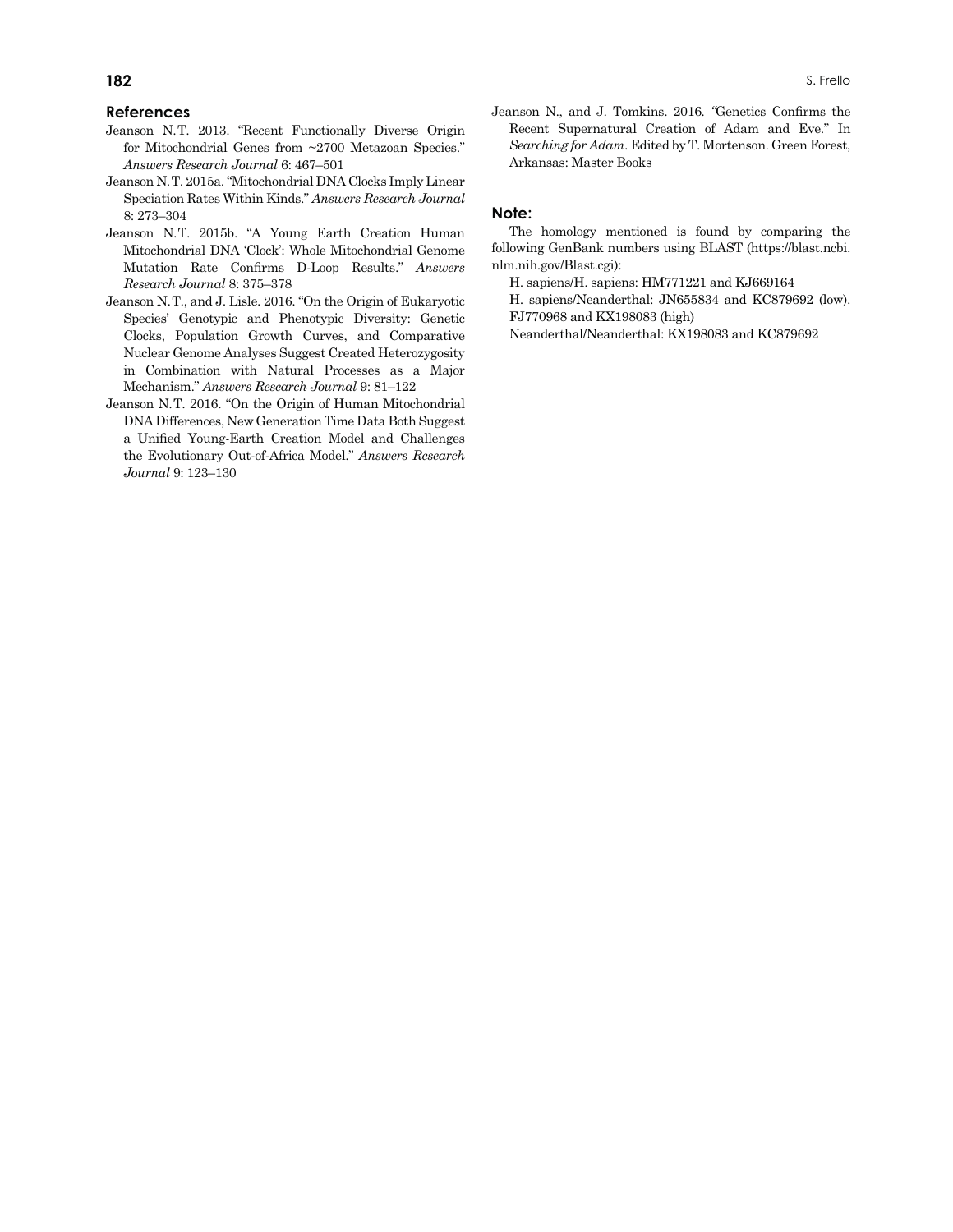## References

Jeanson N.T. 2013. "Recent Functionally Diverse Origin for Mitochondrial Genes from ~2700 Metazoan Species." *Answers Research Journal* 6: 467–501

Jeanson N.T. 2015a. "Mitochondrial DNA Clocks Imply Linear Speciation Rates Within Kinds." *Answers Research Journal* 8: 273–304

Jeanson N.T. 2015b. "A Young Earth Creation Human Mitochondrial DNA 'Clock': Whole Mitochondrial Genome Mutation Rate Confirms D-Loop Results." *Answers Research Journal* 8: 375–378

Jeanson N.T., and J. Lisle. 2016. "On the Origin of Eukaryotic Species' Genotypic and Phenotypic Diversity: Genetic Clocks, Population Growth Curves, and Comparative Nuclear Genome Analyses Suggest Created Heterozygosity in Combination with Natural Processes as a Major Mechanism." *Answers Research Journal* 9: 81–122

Jeanson N.T. 2016. "On the Origin of Human Mitochondrial DNA Differences, New Generation Time Data Both Suggest a Unified Young-Earth Creation Model and Challenges the Evolutionary Out-of-Africa Model." *Answers Research Journal* 9: 123–130

Jeanson N., and J. Tomkins. 2016. "Genetics Confirms the Recent Supernatural Creation of Adam and Eve." In *Searching for Adam*. Edited by T. Mortenson. Green Forest, Arkansas: Master Books

## Note:

The homology mentioned is found by comparing the following GenBank numbers using BLAST (https://blast.ncbi.nlm.nih.gov/Blast.cgi):

H. sapiens/H. sapiens: HM771221 and KJ669164

H. sapiens/Neanderthal: JN655834 and KC879692 (low). FJ770968 and KX198083 (high)

Neanderthal/Neanderthal: KX198083 and KC879692